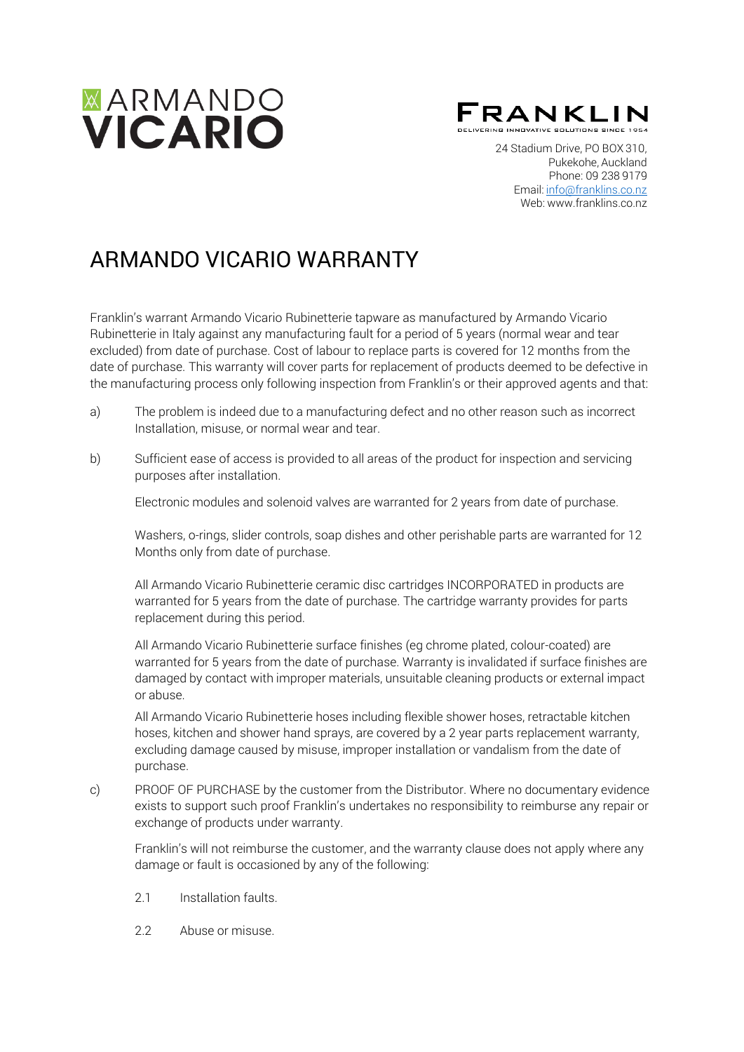ARMANDO
**VICARIO**

FRANKLIN
DELIVERING INNOVATIVE SOLUTIONS SINCE 1954

24 Stadium Drive, PO BOX 310,
Pukekohe, Auckland
Phone: 09 238 9179
Email: info@franklins.co.nz
Web: www.franklins.co.nz

# ARMANDO VICARIO WARRANTY

Franklin's warrant Armando Vicario Rubinetterie tapware as manufactured by Armando Vicario Rubinetterie in Italy against any manufacturing fault for a period of 5 years (normal wear and tear excluded) from date of purchase. Cost of labour to replace parts is covered for 12 months from the date of purchase. This warranty will cover parts for replacement of products deemed to be defective in the manufacturing process only following inspection from Franklin's or their approved agents and that:

a) The problem is indeed due to a manufacturing defect and no other reason such as incorrect Installation, misuse, or normal wear and tear.

b) Sufficient ease of access is provided to all areas of the product for inspection and servicing purposes after installation.

   Electronic modules and solenoid valves are warranted for 2 years from date of purchase.

   Washers, o-rings, slider controls, soap dishes and other perishable parts are warranted for 12 Months only from date of purchase.

   All Armando Vicario Rubinetterie ceramic disc cartridges INCORPORATED in products are warranted for 5 years from the date of purchase. The cartridge warranty provides for parts replacement during this period.

   All Armando Vicario Rubinetterie surface finishes (eg chrome plated, colour-coated) are warranted for 5 years from the date of purchase. Warranty is invalidated if surface finishes are damaged by contact with improper materials, unsuitable cleaning products or external impact or abuse.

   All Armando Vicario Rubinetterie hoses including flexible shower hoses, retractable kitchen hoses, kitchen and shower hand sprays, are covered by a 2 year parts replacement warranty, excluding damage caused by misuse, improper installation or vandalism from the date of purchase.

c) PROOF OF PURCHASE by the customer from the Distributor. Where no documentary evidence exists to support such proof Franklin's undertakes no responsibility to reimburse any repair or exchange of products under warranty.

   Franklin's will not reimburse the customer, and the warranty clause does not apply where any damage or fault is occasioned by any of the following:

   2.1 Installation faults.

   2.2 Abuse or misuse.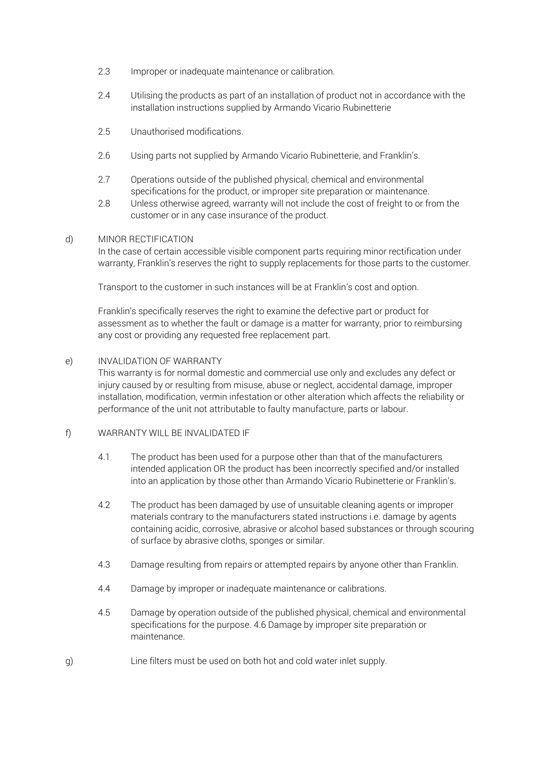2.3 Improper or inadequate maintenance or calibration.

2.4 Utilising the products as part of an installation of product not in accordance with the installation instructions supplied by Armando Vicario Rubinetterie

2.5 Unauthorised modifications.

2.6 Using parts not supplied by Armando Vicario Rubinetterie, and Franklin's.

2.7 Operations outside of the published physical, chemical and environmental specifications for the product, or improper site preparation or maintenance.

2.8 Unless otherwise agreed, warranty will not include the cost of freight to or from the customer or in any case insurance of the product.

d) MINOR RECTIFICATION

In the case of certain accessible visible component parts requiring minor rectification under warranty, Franklin's reserves the right to supply replacements for those parts to the customer.

Transport to the customer in such instances will be at Franklin's cost and option.

Franklin's specifically reserves the right to examine the defective part or product for assessment as to whether the fault or damage is a matter for warranty, prior to reimbursing any cost or providing any requested free replacement part.

e) INVALIDATION OF WARRANTY

This warranty is for normal domestic and commercial use only and excludes any defect or injury caused by or resulting from misuse, abuse or neglect, accidental damage, improper installation, modification, vermin infestation or other alteration which affects the reliability or performance of the unit not attributable to faulty manufacture, parts or labour.

f) WARRANTY WILL BE INVALIDATED IF

4.1 The product has been used for a purpose other than that of the manufacturers intended application OR the product has been incorrectly specified and/or installed into an application by those other than Armando Vicario Rubinetterie or Franklin's.

4.2 The product has been damaged by use of unsuitable cleaning agents or improper materials contrary to the manufacturers stated instructions i.e. damage by agents containing acidic, corrosive, abrasive or alcohol based substances or through scouring of surface by abrasive cloths, sponges or similar.

4.3 Damage resulting from repairs or attempted repairs by anyone other than Franklin.

4.4 Damage by improper or inadequate maintenance or calibrations.

4.5 Damage by operation outside of the published physical, chemical and environmental specifications for the purpose. 4.6 Damage by improper site preparation or maintenance.

g) Line filters must be used on both hot and cold water inlet supply.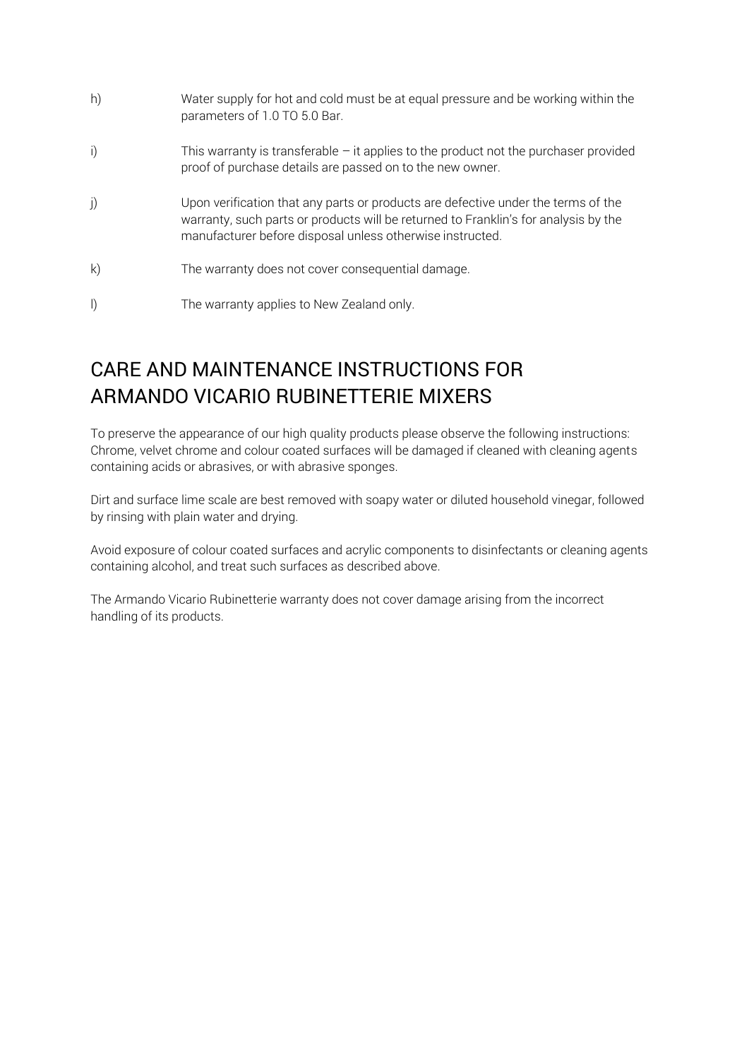h) Water supply for hot and cold must be at equal pressure and be working within the parameters of 1.0 TO 5.0 Bar.

i) This warranty is transferable – it applies to the product not the purchaser provided proof of purchase details are passed on to the new owner.

j) Upon verification that any parts or products are defective under the terms of the warranty, such parts or products will be returned to Franklin's for analysis by the manufacturer before disposal unless otherwise instructed.

k) The warranty does not cover consequential damage.

l) The warranty applies to New Zealand only.

## CARE AND MAINTENANCE INSTRUCTIONS FOR ARMANDO VICARIO RUBINETTERIE MIXERS

To preserve the appearance of our high quality products please observe the following instructions: Chrome, velvet chrome and colour coated surfaces will be damaged if cleaned with cleaning agents containing acids or abrasives, or with abrasive sponges.

Dirt and surface lime scale are best removed with soapy water or diluted household vinegar, followed by rinsing with plain water and drying.

Avoid exposure of colour coated surfaces and acrylic components to disinfectants or cleaning agents containing alcohol, and treat such surfaces as described above.

The Armando Vicario Rubinetterie warranty does not cover damage arising from the incorrect handling of its products.